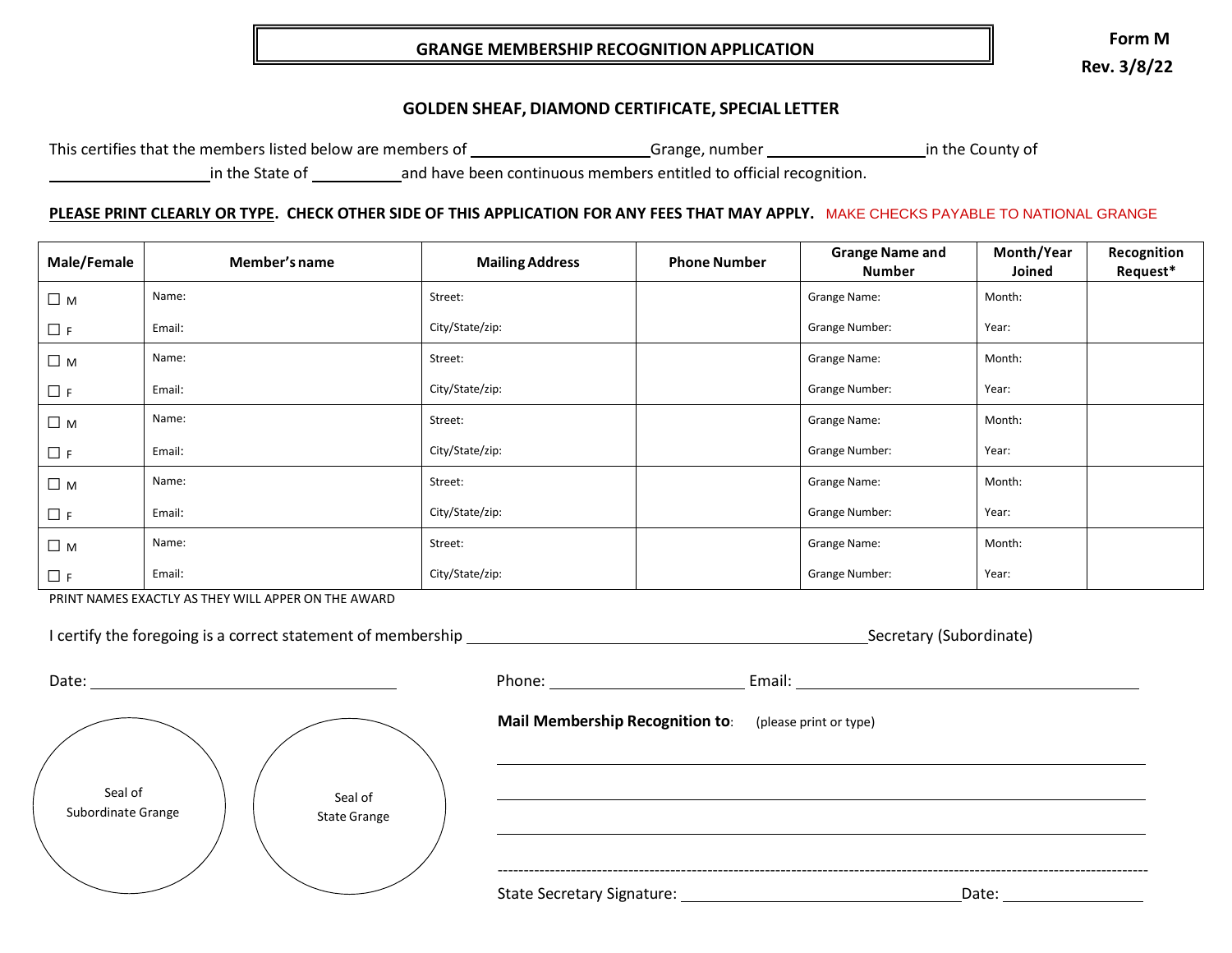# GRANGE MEMBERSHIP RECOGNITION APPLICATION

**Form M**
**Rev. 3/8/22**

## GOLDEN SHEAF, DIAMOND CERTIFICATE, SPECIAL LETTER

This certifies that the members listed below are members of ____________________Grange, number __________________in the County of __________________in the State of __________and have been continuous members entitled to official recognition.

**PLEASE PRINT CLEARLY OR TYPE. CHECK OTHER SIDE OF THIS APPLICATION FOR ANY FEES THAT MAY APPLY.** MAKE CHECKS PAYABLE TO NATIONAL GRANGE

| Male/Female | Member's name | Mailing Address | Phone Number | Grange Name and Number | Month/Year Joined | Recognition Request* |
|---|---|---|---|---|---|---|
| ☐ M<br>☐ F | Name:<br>Email: | Street:<br>City/State/zip: | | Grange Name:<br>Grange Number: | Month:<br>Year: | |
| ☐ M<br>☐ F | Name:<br>Email: | Street:<br>City/State/zip: | | Grange Name:<br>Grange Number: | Month:<br>Year: | |
| ☐ M<br>☐ F | Name:<br>Email: | Street:<br>City/State/zip: | | Grange Name:<br>Grange Number: | Month:<br>Year: | |
| ☐ M<br>☐ F | Name:<br>Email: | Street:<br>City/State/zip: | | Grange Name:<br>Grange Number: | Month:<br>Year: | |
| ☐ M<br>☐ F | Name:<br>Email: | Street:<br>City/State/zip: | | Grange Name:<br>Grange Number: | Month:<br>Year: | |

PRINT NAMES EXACTLY AS THEY WILL APPER ON THE AWARD

I certify the foregoing is a correct statement of membership ____________________________________________Secretary (Subordinate)

Date: ________________________________

Phone: ______________________ Email: ______________________________________

Seal of Subordinate Grange

Seal of State Grange

**Mail Membership Recognition to**: (please print or type)

_______________________________________________________________________

_______________________________________________________________________

_______________________________________________________________________

---

State Secretary Signature: ______________________________Date: _______________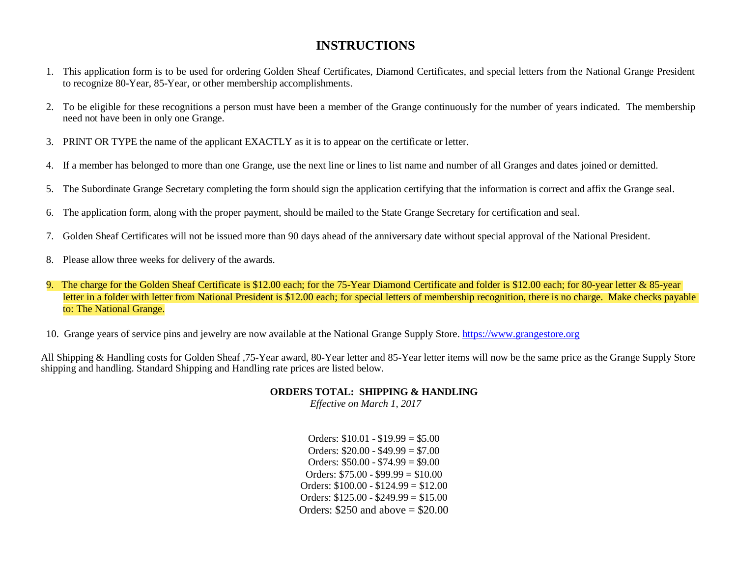# INSTRUCTIONS

1. This application form is to be used for ordering Golden Sheaf Certificates, Diamond Certificates, and special letters from the National Grange President to recognize 80-Year, 85-Year, or other membership accomplishments.

2. To be eligible for these recognitions a person must have been a member of the Grange continuously for the number of years indicated. The membership need not have been in only one Grange.

3. PRINT OR TYPE the name of the applicant EXACTLY as it is to appear on the certificate or letter.

4. If a member has belonged to more than one Grange, use the next line or lines to list name and number of all Granges and dates joined or demitted.

5. The Subordinate Grange Secretary completing the form should sign the application certifying that the information is correct and affix the Grange seal.

6. The application form, along with the proper payment, should be mailed to the State Grange Secretary for certification and seal.

7. Golden Sheaf Certificates will not be issued more than 90 days ahead of the anniversary date without special approval of the National President.

8. Please allow three weeks for delivery of the awards.

9. The charge for the Golden Sheaf Certificate is $12.00 each; for the 75-Year Diamond Certificate and folder is $12.00 each; for 80-year letter & 85-year letter in a folder with letter from National President is $12.00 each; for special letters of membership recognition, there is no charge. Make checks payable to: The National Grange.

10. Grange years of service pins and jewelry are now available at the National Grange Supply Store. https://www.grangestore.org

All Shipping & Handling costs for Golden Sheaf ,75-Year award, 80-Year letter and 85-Year letter items will now be the same price as the Grange Supply Store shipping and handling. Standard Shipping and Handling rate prices are listed below.

**ORDERS TOTAL: SHIPPING & HANDLING**

*Effective on March 1, 2017*

Orders: $10.01 - $19.99 = $5.00
Orders: $20.00 - $49.99 = $7.00
Orders: $50.00 - $74.99 = $9.00
Orders: $75.00 - $99.99 = $10.00
Orders: $100.00 - $124.99 = $12.00
Orders: $125.00 - $249.99 = $15.00
Orders: $250 and above = $20.00